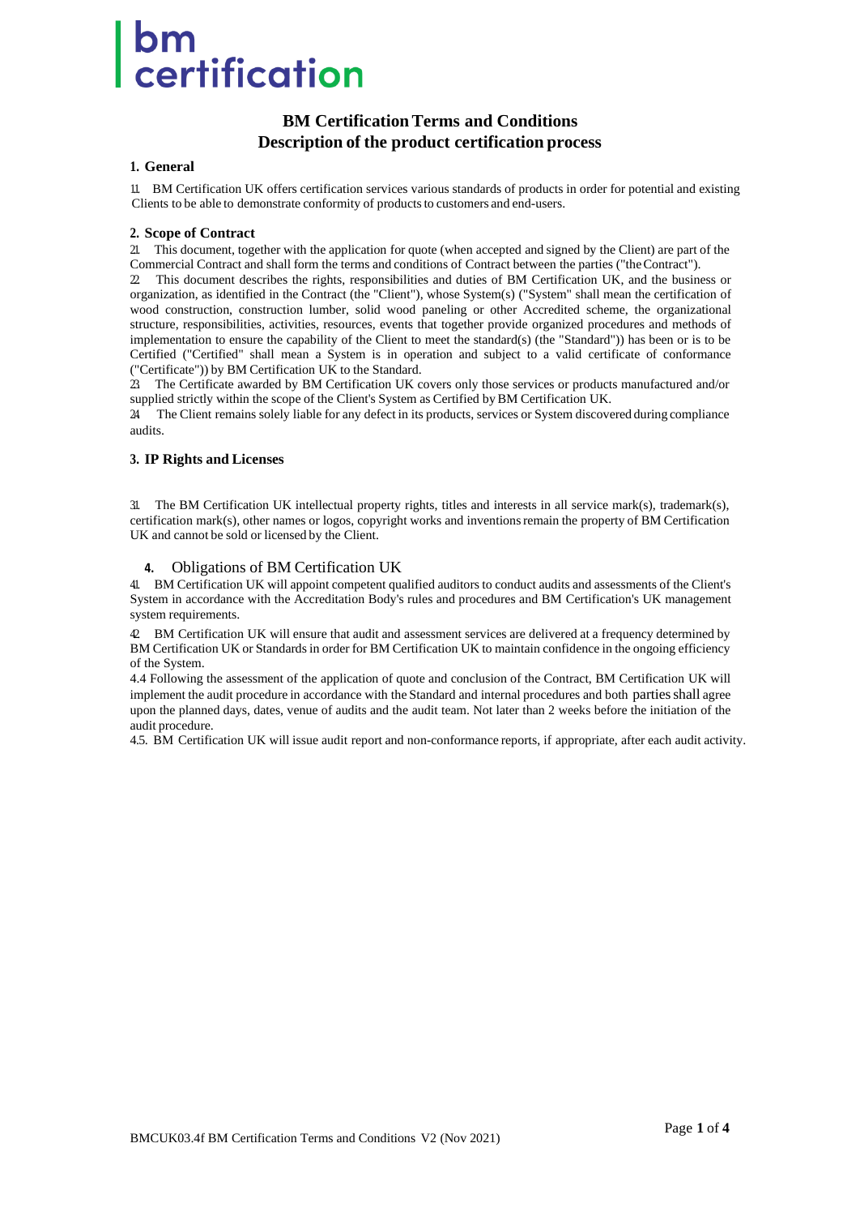bm certification

# BM Certification Terms and Conditions
# Description of the product certification process

## 1. General

1.1. BM Certification UK offers certification services various standards of products in order for potential and existing Clients to be able to demonstrate conformity of products to customers and end-users.

## 2. Scope of Contract

2.1. This document, together with the application for quote (when accepted and signed by the Client) are part of the Commercial Contract and shall form the terms and conditions of Contract between the parties ("the Contract").

2.2. This document describes the rights, responsibilities and duties of BM Certification UK, and the business or organization, as identified in the Contract (the "Client"), whose System(s) ("System" shall mean the certification of wood construction, construction lumber, solid wood paneling or other Accredited scheme, the organizational structure, responsibilities, activities, resources, events that together provide organized procedures and methods of implementation to ensure the capability of the Client to meet the standard(s) (the "Standard")) has been or is to be Certified ("Certified" shall mean a System is in operation and subject to a valid certificate of conformance ("Certificate")) by BM Certification UK to the Standard.

2.3. The Certificate awarded by BM Certification UK covers only those services or products manufactured and/or supplied strictly within the scope of the Client's System as Certified by BM Certification UK.

2.4. The Client remains solely liable for any defect in its products, services or System discovered during compliance audits.

## 3. IP Rights and Licenses

3.1. The BM Certification UK intellectual property rights, titles and interests in all service mark(s), trademark(s), certification mark(s), other names or logos, copyright works and inventions remain the property of BM Certification UK and cannot be sold or licensed by the Client.

## 4. Obligations of BM Certification UK

4.1. BM Certification UK will appoint competent qualified auditors to conduct audits and assessments of the Client's System in accordance with the Accreditation Body's rules and procedures and BM Certification's UK management system requirements.

4.2. BM Certification UK will ensure that audit and assessment services are delivered at a frequency determined by BM Certification UK or Standards in order for BM Certification UK to maintain confidence in the ongoing efficiency of the System.

4.4 Following the assessment of the application of quote and conclusion of the Contract, BM Certification UK will implement the audit procedure in accordance with the Standard and internal procedures and both parties shall agree upon the planned days, dates, venue of audits and the audit team. Not later than 2 weeks before the initiation of the audit procedure.

4.5. BM Certification UK will issue audit report and non-conformance reports, if appropriate, after each audit activity.

BMCUK03.4f BM Certification Terms and Conditions V2 (Nov 2021)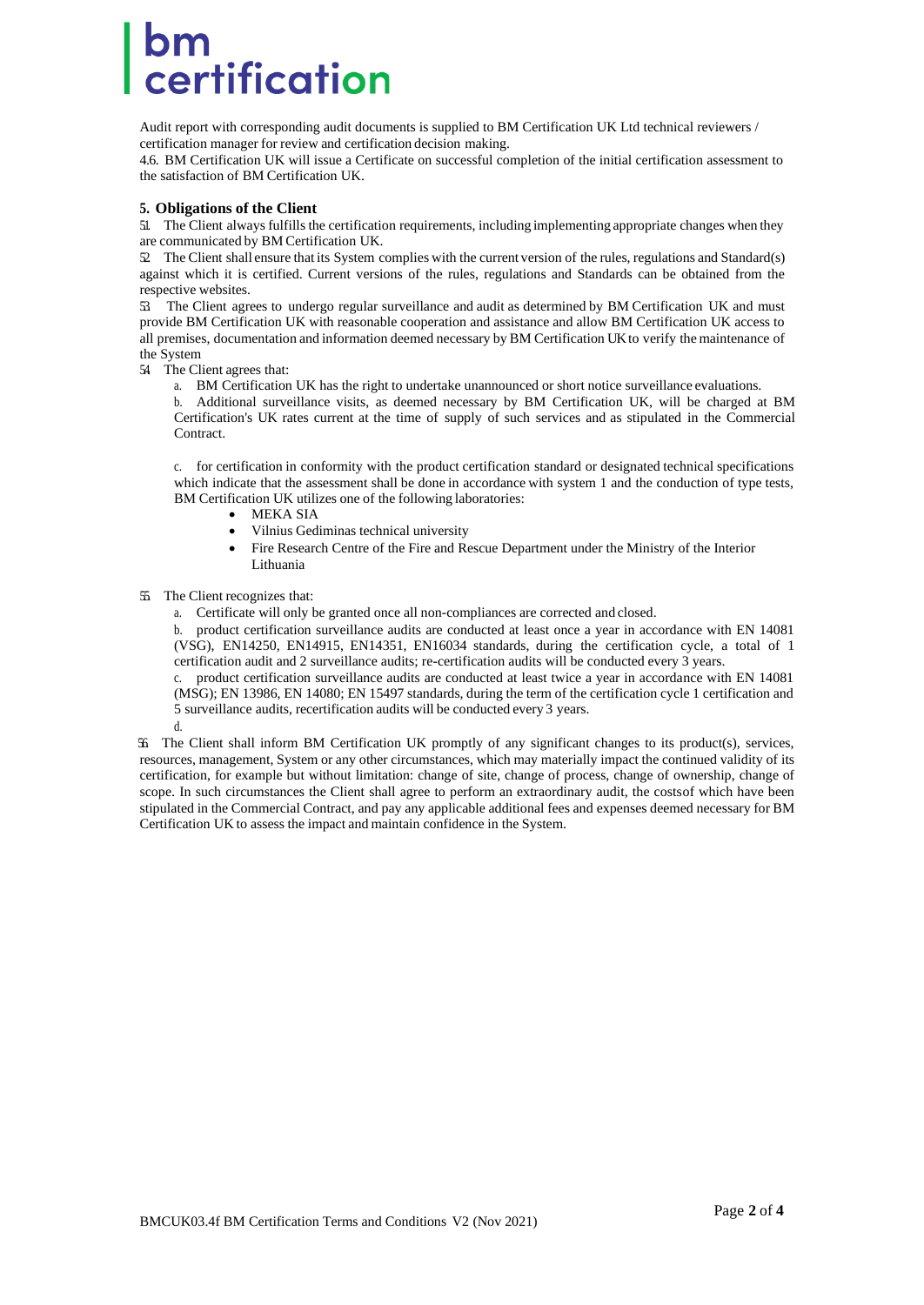Audit report with corresponding audit documents is supplied to BM Certification UK Ltd technical reviewers / certification manager for review and certification decision making.

4.6. BM Certification UK will issue a Certificate on successful completion of the initial certification assessment to the satisfaction of BM Certification UK.

## 5. Obligations of the Client

5.1. The Client always fulfills the certification requirements, including implementing appropriate changes when they are communicated by BM Certification UK.

5.2. The Client shall ensure that its System complies with the current version of the rules, regulations and Standard(s) against which it is certified. Current versions of the rules, regulations and Standards can be obtained from the respective websites.

5.3. The Client agrees to undergo regular surveillance and audit as determined by BM Certification UK and must provide BM Certification UK with reasonable cooperation and assistance and allow BM Certification UK access to all premises, documentation and information deemed necessary by BM Certification UK to verify the maintenance of the System

5.4. The Client agrees that:

a. BM Certification UK has the right to undertake unannounced or short notice surveillance evaluations.

b. Additional surveillance visits, as deemed necessary by BM Certification UK, will be charged at BM Certification's UK rates current at the time of supply of such services and as stipulated in the Commercial Contract.

c. for certification in conformity with the product certification standard or designated technical specifications which indicate that the assessment shall be done in accordance with system 1 and the conduction of type tests, BM Certification UK utilizes one of the following laboratories:

- MEKA SIA
- Vilnius Gediminas technical university
- Fire Research Centre of the Fire and Rescue Department under the Ministry of the Interior Lithuania

5.5. The Client recognizes that:

a. Certificate will only be granted once all non-compliances are corrected and closed.

b. product certification surveillance audits are conducted at least once a year in accordance with EN 14081 (VSG), EN14250, EN14915, EN14351, EN16034 standards, during the certification cycle, a total of 1 certification audit and 2 surveillance audits; re-certification audits will be conducted every 3 years.

c. product certification surveillance audits are conducted at least twice a year in accordance with EN 14081 (MSG); EN 13986, EN 14080; EN 15497 standards, during the term of the certification cycle 1 certification and 5 surveillance audits, recertification audits will be conducted every 3 years.

d.

5.6. The Client shall inform BM Certification UK promptly of any significant changes to its product(s), services, resources, management, System or any other circumstances, which may materially impact the continued validity of its certification, for example but without limitation: change of site, change of process, change of ownership, change of scope. In such circumstances the Client shall agree to perform an extraordinary audit, the costsof which have been stipulated in the Commercial Contract, and pay any applicable additional fees and expenses deemed necessary for BM Certification UK to assess the impact and maintain confidence in the System.

BMCUK03.4f BM Certification Terms and Conditions V2 (Nov 2021)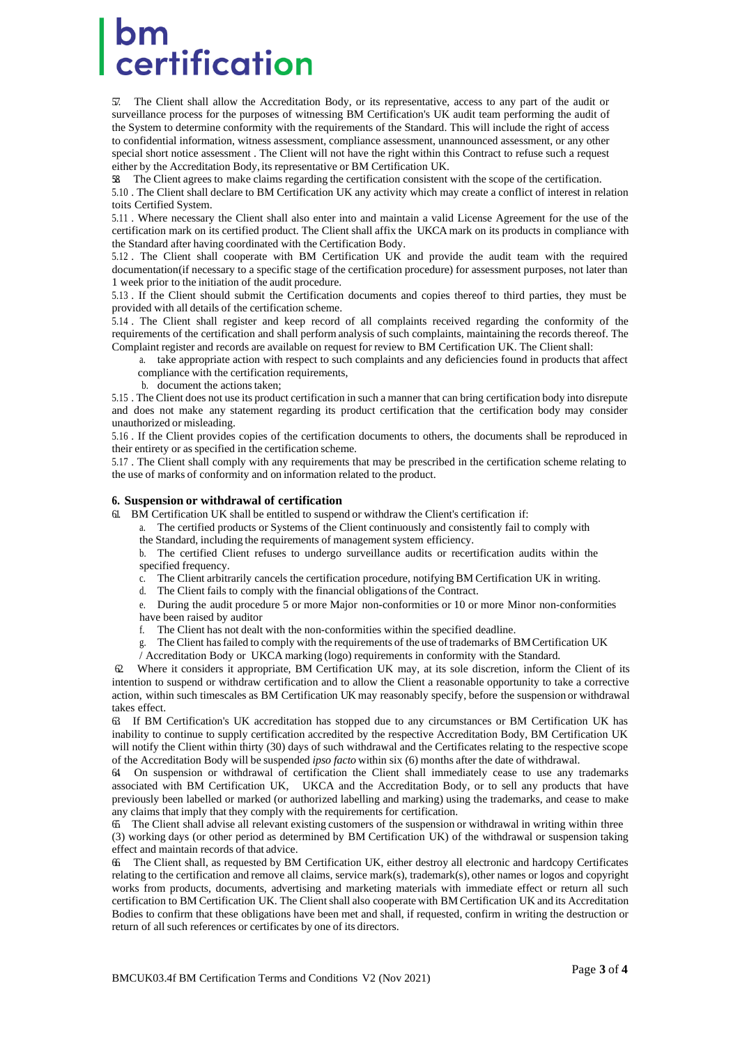5.7. The Client shall allow the Accreditation Body, or its representative, access to any part of the audit or surveillance process for the purposes of witnessing BM Certification's UK audit team performing the audit of the System to determine conformity with the requirements of the Standard. This will include the right of access to confidential information, witness assessment, compliance assessment, unannounced assessment, or any other special short notice assessment . The Client will not have the right within this Contract to refuse such a request either by the Accreditation Body, its representative or BM Certification UK.

5.8. The Client agrees to make claims regarding the certification consistent with the scope of the certification.

5.10 . The Client shall declare to BM Certification UK any activity which may create a conflict of interest in relation toits Certified System.

5.11 . Where necessary the Client shall also enter into and maintain a valid License Agreement for the use of the certification mark on its certified product. The Client shall affix the UKCA mark on its products in compliance with the Standard after having coordinated with the Certification Body.

5.12 . The Client shall cooperate with BM Certification UK and provide the audit team with the required documentation(if necessary to a specific stage of the certification procedure) for assessment purposes, not later than 1 week prior to the initiation of the audit procedure.

5.13 . If the Client should submit the Certification documents and copies thereof to third parties, they must be provided with all details of the certification scheme.

5.14 . The Client shall register and keep record of all complaints received regarding the conformity of the requirements of the certification and shall perform analysis of such complaints, maintaining the records thereof. The Complaint register and records are available on request for review to BM Certification UK. The Client shall:

a. take appropriate action with respect to such complaints and any deficiencies found in products that affect compliance with the certification requirements,

b. document the actions taken;

5.15 . The Client does not use its product certification in such a manner that can bring certification body into disrepute and does not make any statement regarding its product certification that the certification body may consider unauthorized or misleading.

5.16 . If the Client provides copies of the certification documents to others, the documents shall be reproduced in their entirety or as specified in the certification scheme.

5.17 . The Client shall comply with any requirements that may be prescribed in the certification scheme relating to the use of marks of conformity and on information related to the product.

## 6. Suspension or withdrawal of certification

6.1. BM Certification UK shall be entitled to suspend or withdraw the Client's certification if:

a. The certified products or Systems of the Client continuously and consistently fail to comply with the Standard, including the requirements of management system efficiency.

b. The certified Client refuses to undergo surveillance audits or recertification audits within the specified frequency.

c. The Client arbitrarily cancels the certification procedure, notifying BM Certification UK in writing.

d. The Client fails to comply with the financial obligations of the Contract.

e. During the audit procedure 5 or more Major non-conformities or 10 or more Minor non-conformities have been raised by auditor

f. The Client has not dealt with the non-conformities within the specified deadline.

g. The Client has failed to comply with the requirements of the use of trademarks of BM Certification UK / Accreditation Body or UKCA marking (logo) requirements in conformity with the Standard.

6.2. Where it considers it appropriate, BM Certification UK may, at its sole discretion, inform the Client of its intention to suspend or withdraw certification and to allow the Client a reasonable opportunity to take a corrective action, within such timescales as BM Certification UK may reasonably specify, before the suspension or withdrawal takes effect.

6.3. If BM Certification's UK accreditation has stopped due to any circumstances or BM Certification UK has inability to continue to supply certification accredited by the respective Accreditation Body, BM Certification UK will notify the Client within thirty (30) days of such withdrawal and the Certificates relating to the respective scope of the Accreditation Body will be suspended *ipso facto* within six (6) months after the date of withdrawal.

6.4. On suspension or withdrawal of certification the Client shall immediately cease to use any trademarks associated with BM Certification UK, UKCA and the Accreditation Body, or to sell any products that have previously been labelled or marked (or authorized labelling and marking) using the trademarks, and cease to make any claims that imply that they comply with the requirements for certification.

6.5. The Client shall advise all relevant existing customers of the suspension or withdrawal in writing within three (3) working days (or other period as determined by BM Certification UK) of the withdrawal or suspension taking effect and maintain records of that advice.

6.6. The Client shall, as requested by BM Certification UK, either destroy all electronic and hardcopy Certificates relating to the certification and remove all claims, service mark(s), trademark(s), other names or logos and copyright works from products, documents, advertising and marketing materials with immediate effect or return all such certification to BM Certification UK. The Client shall also cooperate with BM Certification UK and its Accreditation Bodies to confirm that these obligations have been met and shall, if requested, confirm in writing the destruction or return of all such references or certificates by one of its directors.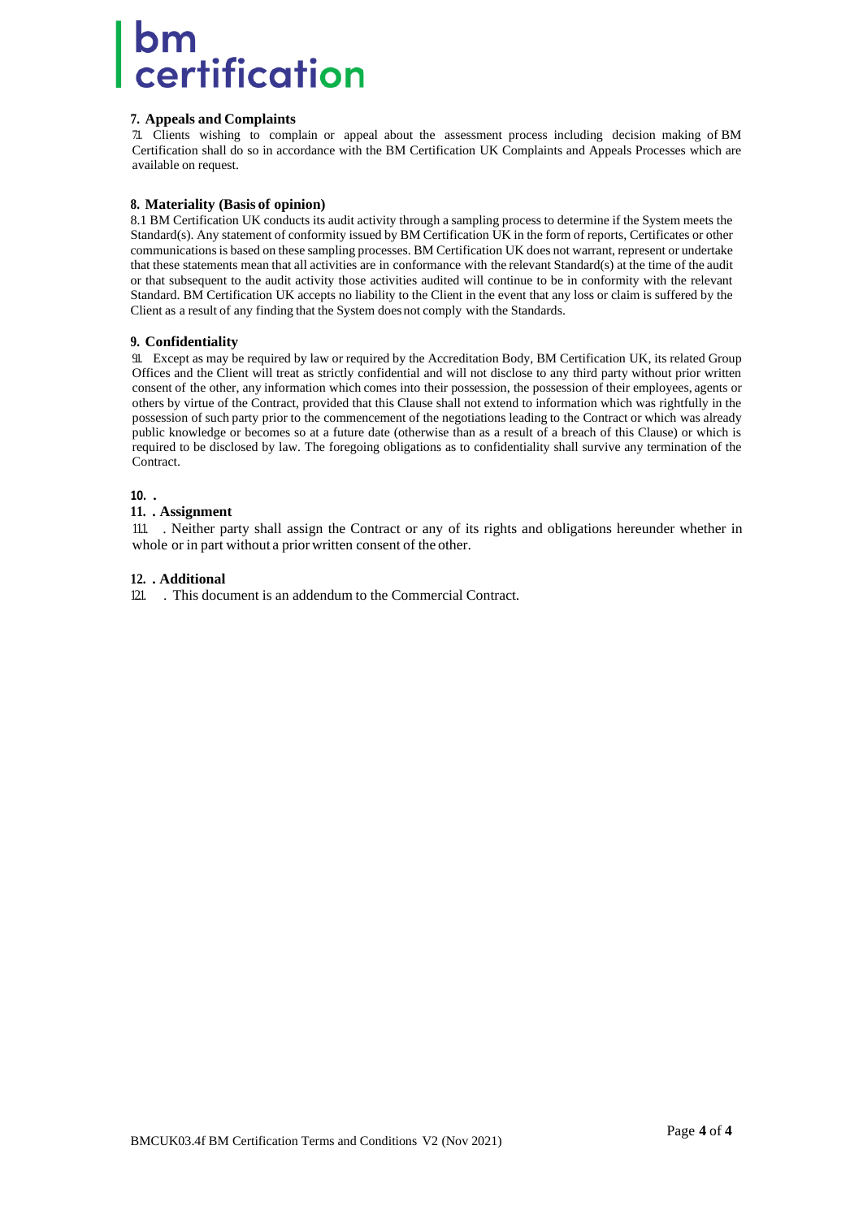## 7. Appeals and Complaints

7.1. Clients wishing to complain or appeal about the assessment process including decision making of BM Certification shall do so in accordance with the BM Certification UK Complaints and Appeals Processes which are available on request.

## 8. Materiality (Basis of opinion)

8.1 BM Certification UK conducts its audit activity through a sampling process to determine if the System meets the Standard(s). Any statement of conformity issued by BM Certification UK in the form of reports, Certificates or other communications is based on these sampling processes. BM Certification UK does not warrant, represent or undertake that these statements mean that all activities are in conformance with the relevant Standard(s) at the time of the audit or that subsequent to the audit activity those activities audited will continue to be in conformity with the relevant Standard. BM Certification UK accepts no liability to the Client in the event that any loss or claim is suffered by the Client as a result of any finding that the System does not comply with the Standards.

## 9. Confidentiality

9.1. Except as may be required by law or required by the Accreditation Body, BM Certification UK, its related Group Offices and the Client will treat as strictly confidential and will not disclose to any third party without prior written consent of the other, any information which comes into their possession, the possession of their employees, agents or others by virtue of the Contract, provided that this Clause shall not extend to information which was rightfully in the possession of such party prior to the commencement of the negotiations leading to the Contract or which was already public knowledge or becomes so at a future date (otherwise than as a result of a breach of this Clause) or which is required to be disclosed by law. The foregoing obligations as to confidentiality shall survive any termination of the Contract.

## 10. .

## 11. . Assignment

11.1. . Neither party shall assign the Contract or any of its rights and obligations hereunder whether in whole or in part without a prior written consent of the other.

## 12. . Additional

12.1. . This document is an addendum to the Commercial Contract.

BMCUK03.4f BM Certification Terms and Conditions V2 (Nov 2021)